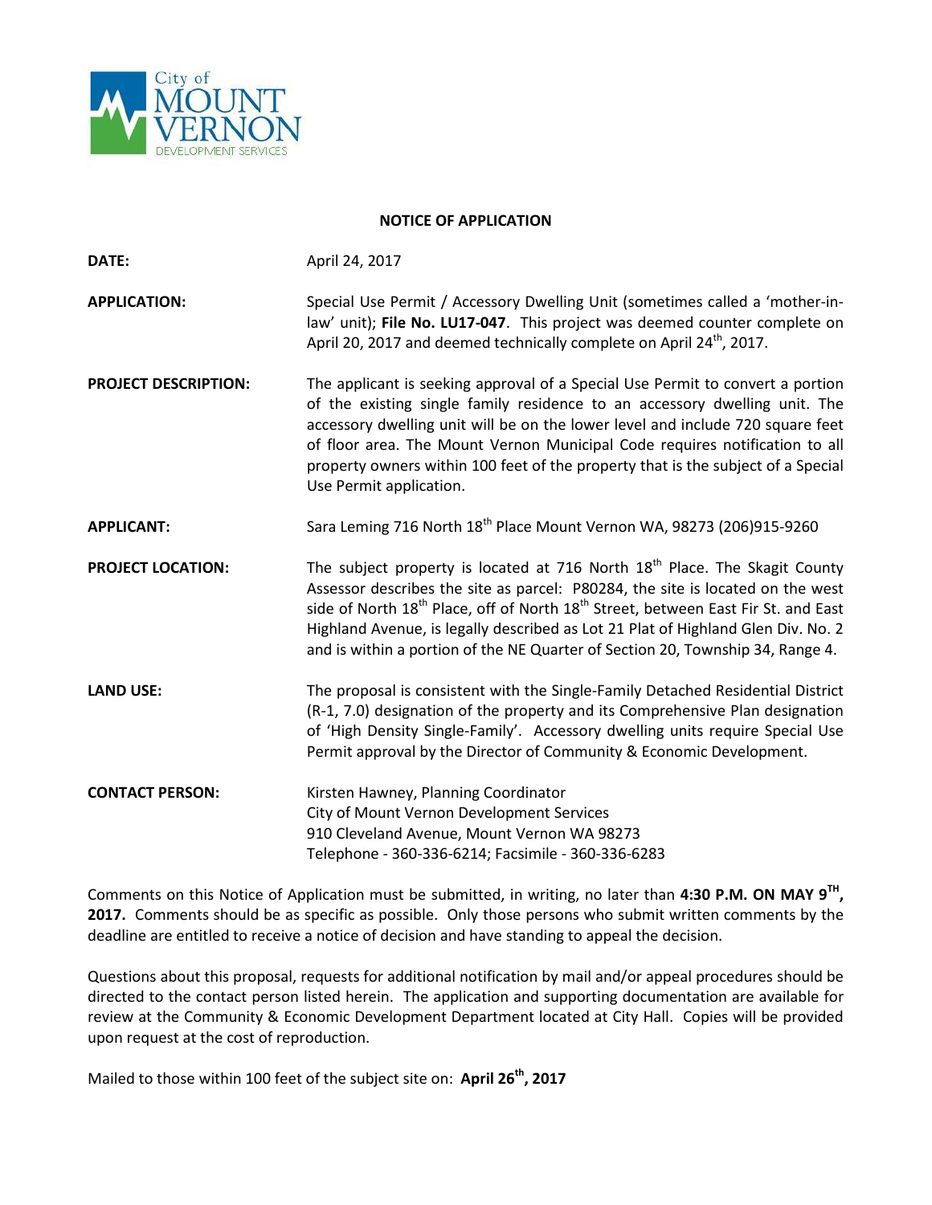City of MOUNT VERNON DEVELOPMENT SERVICES

# NOTICE OF APPLICATION

**DATE:** April 24, 2017

**APPLICATION:** Special Use Permit / Accessory Dwelling Unit (sometimes called a 'mother-in-law' unit); **File No. LU17-047**. This project was deemed counter complete on April 20, 2017 and deemed technically complete on April 24th, 2017.

**PROJECT DESCRIPTION:** The applicant is seeking approval of a Special Use Permit to convert a portion of the existing single family residence to an accessory dwelling unit. The accessory dwelling unit will be on the lower level and include 720 square feet of floor area. The Mount Vernon Municipal Code requires notification to all property owners within 100 feet of the property that is the subject of a Special Use Permit application.

**APPLICANT:** Sara Leming 716 North 18th Place Mount Vernon WA, 98273 (206)915-9260

**PROJECT LOCATION:** The subject property is located at 716 North 18th Place. The Skagit County Assessor describes the site as parcel: P80284, the site is located on the west side of North 18th Place, off of North 18th Street, between East Fir St. and East Highland Avenue, is legally described as Lot 21 Plat of Highland Glen Div. No. 2 and is within a portion of the NE Quarter of Section 20, Township 34, Range 4.

**LAND USE:** The proposal is consistent with the Single-Family Detached Residential District (R-1, 7.0) designation of the property and its Comprehensive Plan designation of 'High Density Single-Family'. Accessory dwelling units require Special Use Permit approval by the Director of Community & Economic Development.

**CONTACT PERSON:** Kirsten Hawney, Planning Coordinator
City of Mount Vernon Development Services
910 Cleveland Avenue, Mount Vernon WA 98273
Telephone - 360-336-6214; Facsimile - 360-336-6283

Comments on this Notice of Application must be submitted, in writing, no later than **4:30 P.M. ON MAY 9TH, 2017.** Comments should be as specific as possible. Only those persons who submit written comments by the deadline are entitled to receive a notice of decision and have standing to appeal the decision.

Questions about this proposal, requests for additional notification by mail and/or appeal procedures should be directed to the contact person listed herein. The application and supporting documentation are available for review at the Community & Economic Development Department located at City Hall. Copies will be provided upon request at the cost of reproduction.

Mailed to those within 100 feet of the subject site on: **April 26th, 2017**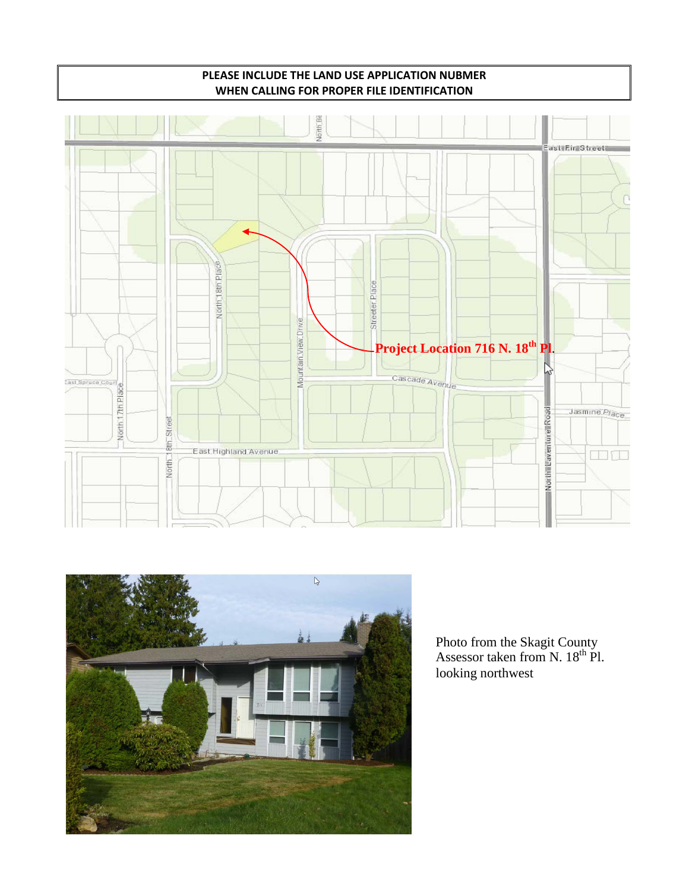**PLEASE INCLUDE THE LAND USE APPLICATION NUBMER WHEN CALLING FOR PROPER FILE IDENTIFICATION**

Project Location 716 N. 18th Pl.

East Fir Street

North 18th Place

Mountain View Drive

Streeter Place

Cascade Avenue

East Spruce Court

North 17th Place

North 18th Street

East Highland Avenue

North Laventure Road

Jasmine Place

Photo from the Skagit County Assessor taken from N. 18th Pl. looking northwest